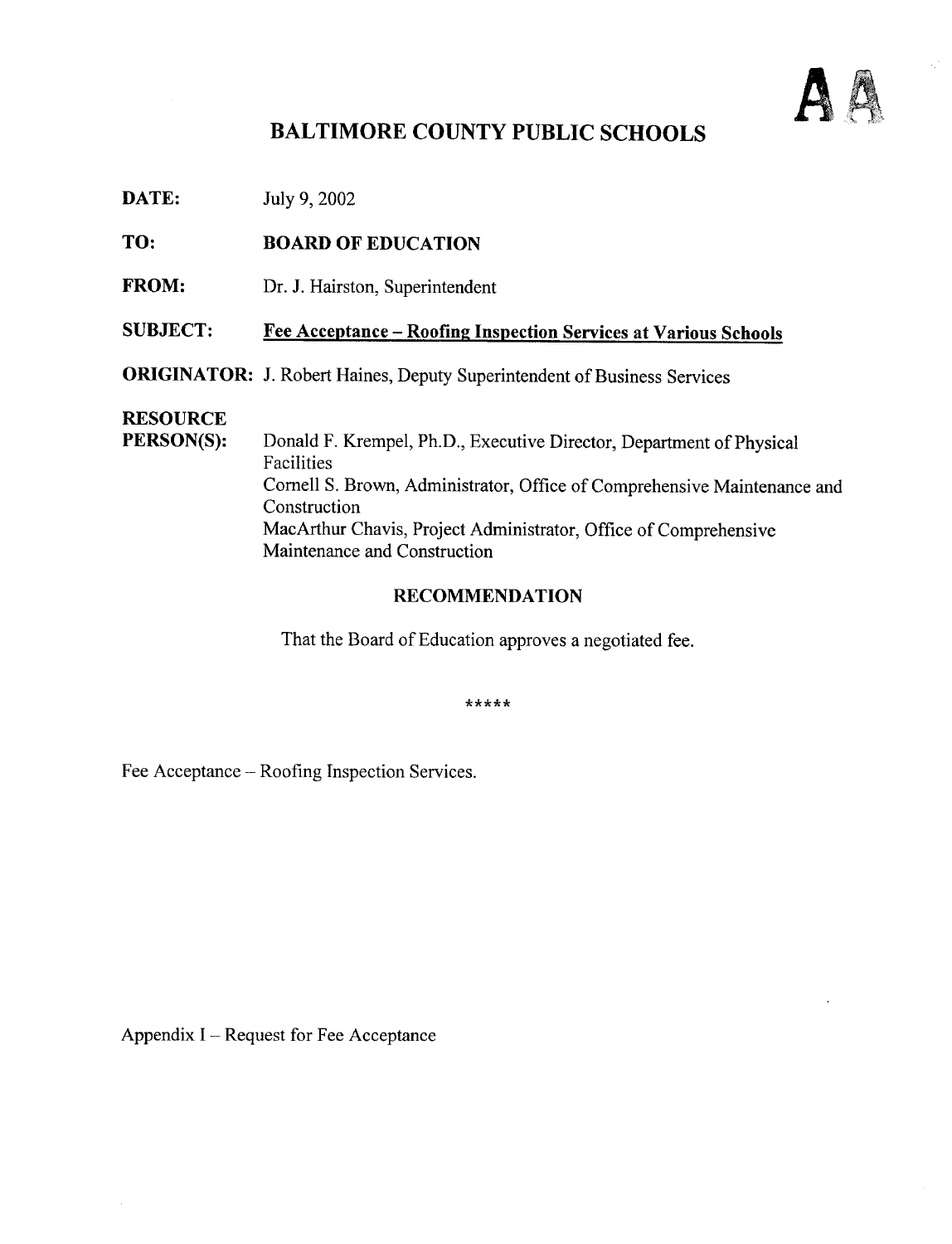AA

# BALTIMORE COUNTY PUBLIC SCHOOLS

**DATE:** July 9, 2002

**TO:** **BOARD OF EDUCATION**

**FROM:** Dr. J. Hairston, Superintendent

**SUBJECT:** **Fee Acceptance – Roofing Inspection Services at Various Schools**

**ORIGINATOR:** J. Robert Haines, Deputy Superintendent of Business Services

**RESOURCE PERSON(S):** Donald F. Krempel, Ph.D., Executive Director, Department of Physical Facilities
Cornell S. Brown, Administrator, Office of Comprehensive Maintenance and Construction
MacArthur Chavis, Project Administrator, Office of Comprehensive Maintenance and Construction

## RECOMMENDATION

That the Board of Education approves a negotiated fee.

*****

Fee Acceptance – Roofing Inspection Services.

Appendix I – Request for Fee Acceptance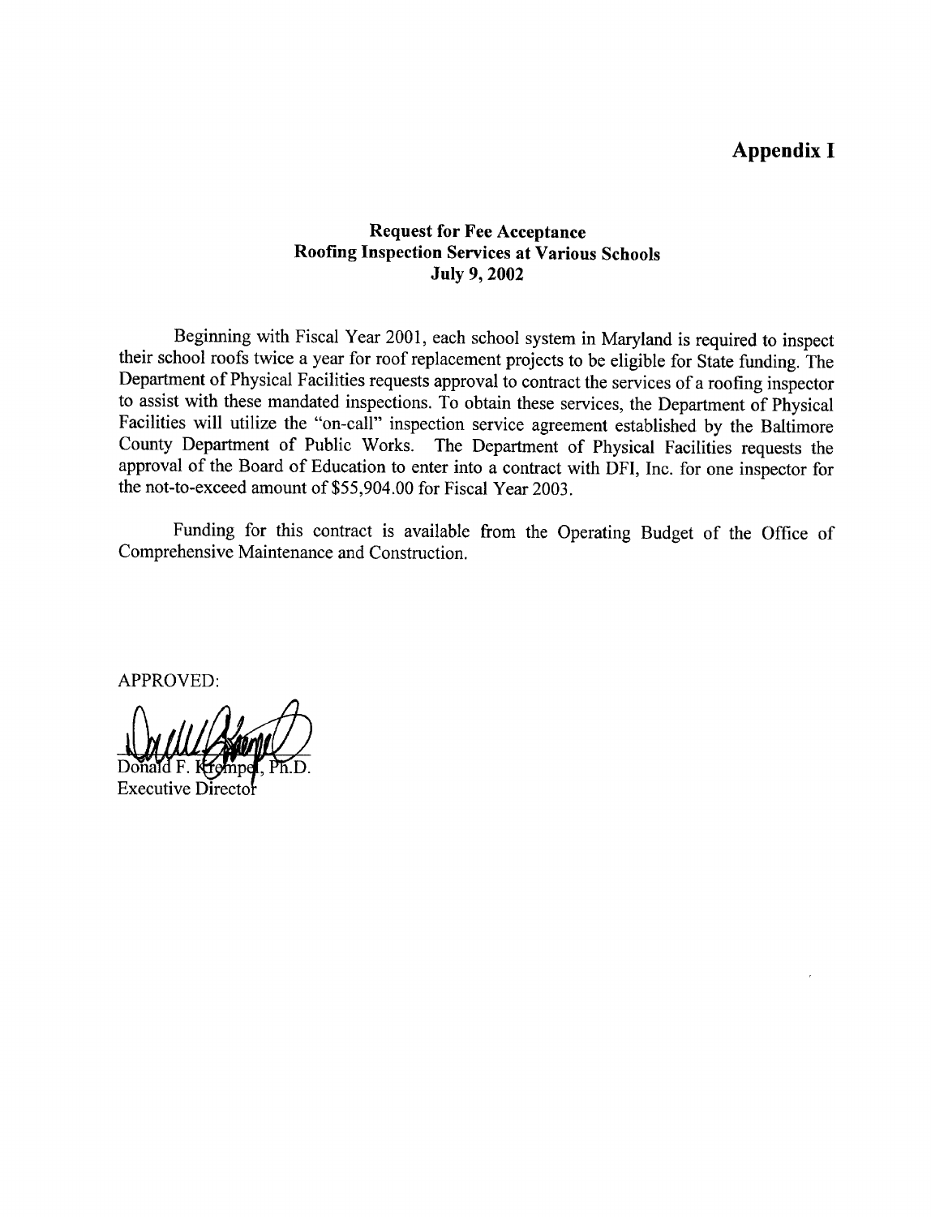# Appendix I

**Request for Fee Acceptance**
**Roofing Inspection Services at Various Schools**
**July 9, 2002**

Beginning with Fiscal Year 2001, each school system in Maryland is required to inspect their school roofs twice a year for roof replacement projects to be eligible for State funding. The Department of Physical Facilities requests approval to contract the services of a roofing inspector to assist with these mandated inspections. To obtain these services, the Department of Physical Facilities will utilize the "on-call" inspection service agreement established by the Baltimore County Department of Public Works. The Department of Physical Facilities requests the approval of the Board of Education to enter into a contract with DFI, Inc. for one inspector for the not-to-exceed amount of $55,904.00 for Fiscal Year 2003.

Funding for this contract is available from the Operating Budget of the Office of Comprehensive Maintenance and Construction.

APPROVED:

Donald F. Krempel, Ph.D.
Executive Director